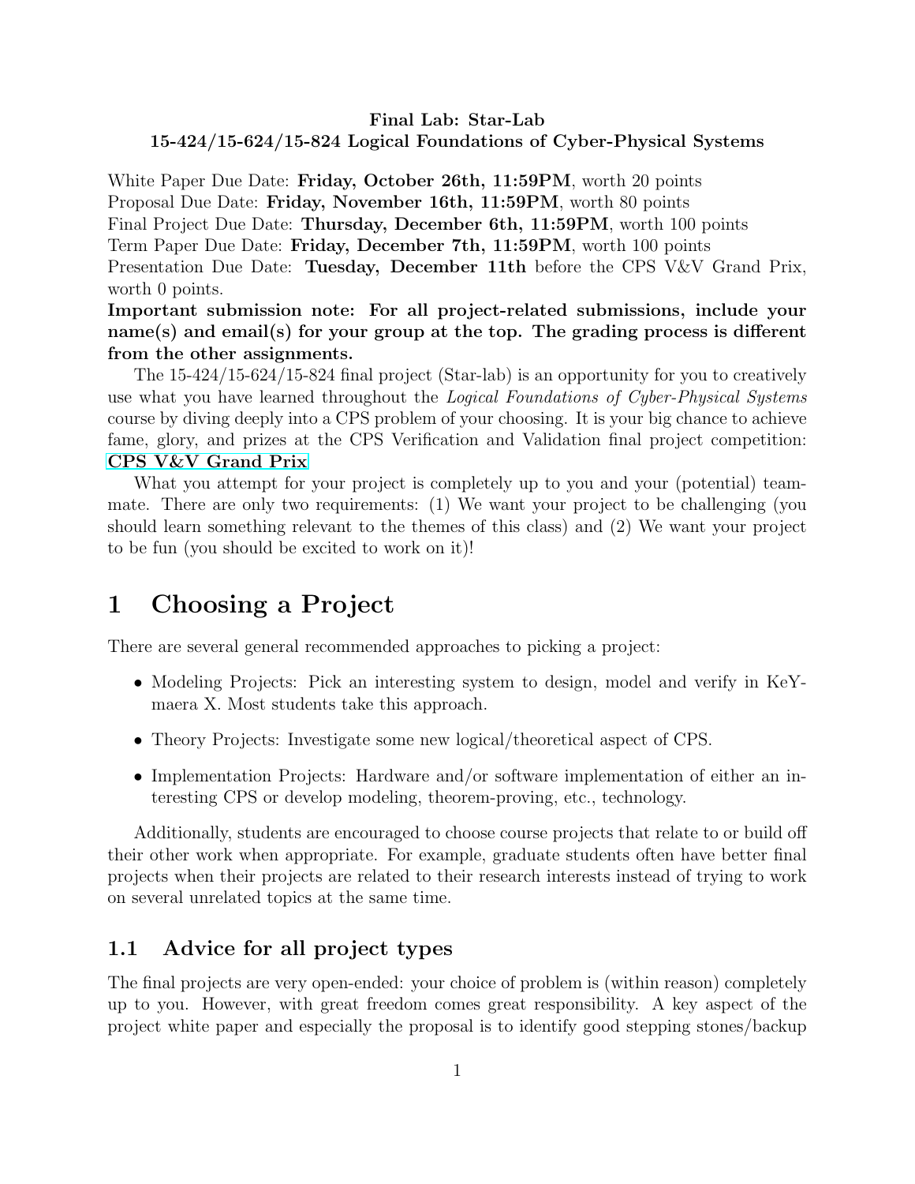**Final Lab: Star-Lab**
**15-424/15-624/15-824 Logical Foundations of Cyber-Physical Systems**

White Paper Due Date: **Friday, October 26th, 11:59PM**, worth 20 points
Proposal Due Date: **Friday, November 16th, 11:59PM**, worth 80 points
Final Project Due Date: **Thursday, December 6th, 11:59PM**, worth 100 points
Term Paper Due Date: **Friday, December 7th, 11:59PM**, worth 100 points
Presentation Due Date: **Tuesday, December 11th** before the CPS V&V Grand Prix, worth 0 points.

**Important submission note: For all project-related submissions, include your name(s) and email(s) for your group at the top. The grading process is different from the other assignments.**

The 15-424/15-624/15-824 final project (Star-lab) is an opportunity for you to creatively use what you have learned throughout the *Logical Foundations of Cyber-Physical Systems* course by diving deeply into a CPS problem of your choosing. It is your big chance to achieve fame, glory, and prizes at the CPS Verification and Validation final project competition: **CPS V&V Grand Prix**

What you attempt for your project is completely up to you and your (potential) teammate. There are only two requirements: (1) We want your project to be challenging (you should learn something relevant to the themes of this class) and (2) We want your project to be fun (you should be excited to work on it)!

# 1 Choosing a Project

There are several general recommended approaches to picking a project:

- Modeling Projects: Pick an interesting system to design, model and verify in KeYmaera X. Most students take this approach.
- Theory Projects: Investigate some new logical/theoretical aspect of CPS.
- Implementation Projects: Hardware and/or software implementation of either an interesting CPS or develop modeling, theorem-proving, etc., technology.

Additionally, students are encouraged to choose course projects that relate to or build off their other work when appropriate. For example, graduate students often have better final projects when their projects are related to their research interests instead of trying to work on several unrelated topics at the same time.

## 1.1 Advice for all project types

The final projects are very open-ended: your choice of problem is (within reason) completely up to you. However, with great freedom comes great responsibility. A key aspect of the project white paper and especially the proposal is to identify good stepping stones/backup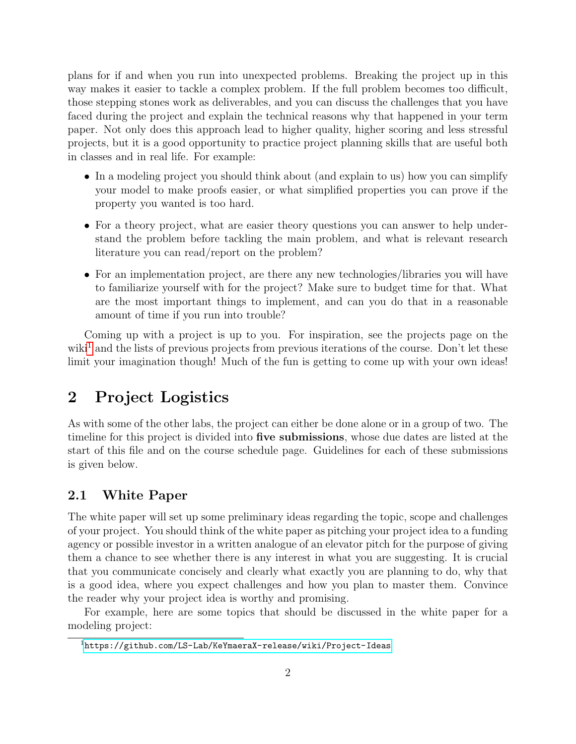plans for if and when you run into unexpected problems. Breaking the project up in this way makes it easier to tackle a complex problem. If the full problem becomes too difficult, those stepping stones work as deliverables, and you can discuss the challenges that you have faced during the project and explain the technical reasons why that happened in your term paper. Not only does this approach lead to higher quality, higher scoring and less stressful projects, but it is a good opportunity to practice project planning skills that are useful both in classes and in real life. For example:

- In a modeling project you should think about (and explain to us) how you can simplify your model to make proofs easier, or what simplified properties you can prove if the property you wanted is too hard.
- For a theory project, what are easier theory questions you can answer to help understand the problem before tackling the main problem, and what is relevant research literature you can read/report on the problem?
- For an implementation project, are there any new technologies/libraries you will have to familiarize yourself with for the project? Make sure to budget time for that. What are the most important things to implement, and can you do that in a reasonable amount of time if you run into trouble?

Coming up with a project is up to you. For inspiration, see the projects page on the wiki[1] and the lists of previous projects from previous iterations of the course. Don't let these limit your imagination though! Much of the fun is getting to come up with your own ideas!

## 2 Project Logistics

As with some of the other labs, the project can either be done alone or in a group of two. The timeline for this project is divided into **five submissions**, whose due dates are listed at the start of this file and on the course schedule page. Guidelines for each of these submissions is given below.

### 2.1 White Paper

The white paper will set up some preliminary ideas regarding the topic, scope and challenges of your project. You should think of the white paper as pitching your project idea to a funding agency or possible investor in a written analogue of an elevator pitch for the purpose of giving them a chance to see whether there is any interest in what you are suggesting. It is crucial that you communicate concisely and clearly what exactly you are planning to do, why that is a good idea, where you expect challenges and how you plan to master them. Convince the reader why your project idea is worthy and promising.

For example, here are some topics that should be discussed in the white paper for a modeling project:

[1] https://github.com/LS-Lab/KeYmaeraX-release/wiki/Project-Ideas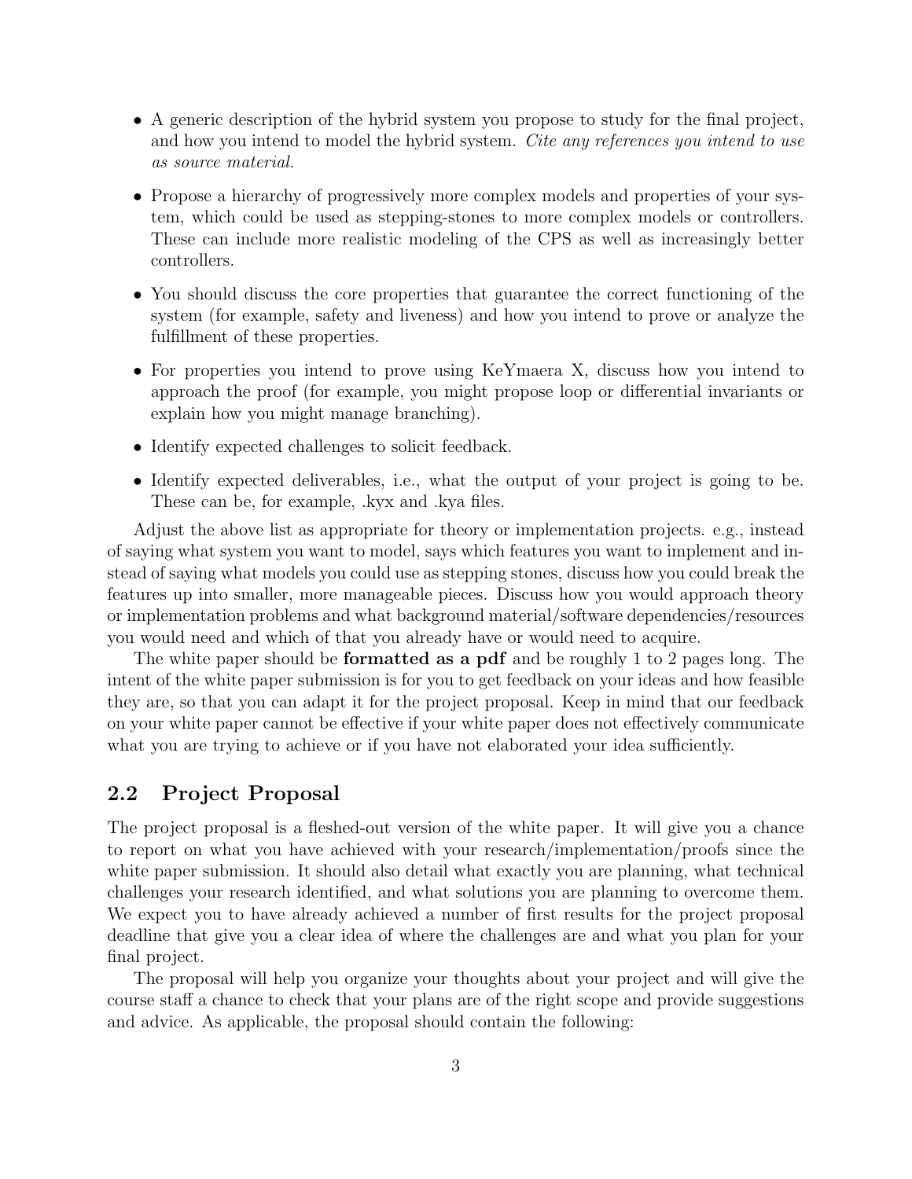- A generic description of the hybrid system you propose to study for the final project, and how you intend to model the hybrid system. *Cite any references you intend to use as source material.*
- Propose a hierarchy of progressively more complex models and properties of your system, which could be used as stepping-stones to more complex models or controllers. These can include more realistic modeling of the CPS as well as increasingly better controllers.
- You should discuss the core properties that guarantee the correct functioning of the system (for example, safety and liveness) and how you intend to prove or analyze the fulfillment of these properties.
- For properties you intend to prove using KeYmaera X, discuss how you intend to approach the proof (for example, you might propose loop or differential invariants or explain how you might manage branching).
- Identify expected challenges to solicit feedback.
- Identify expected deliverables, i.e., what the output of your project is going to be. These can be, for example, .kyx and .kya files.

Adjust the above list as appropriate for theory or implementation projects. e.g., instead of saying what system you want to model, says which features you want to implement and instead of saying what models you could use as stepping stones, discuss how you could break the features up into smaller, more manageable pieces. Discuss how you would approach theory or implementation problems and what background material/software dependencies/resources you would need and which of that you already have or would need to acquire.

The white paper should be **formatted as a pdf** and be roughly 1 to 2 pages long. The intent of the white paper submission is for you to get feedback on your ideas and how feasible they are, so that you can adapt it for the project proposal. Keep in mind that our feedback on your white paper cannot be effective if your white paper does not effectively communicate what you are trying to achieve or if you have not elaborated your idea sufficiently.

## 2.2 Project Proposal

The project proposal is a fleshed-out version of the white paper. It will give you a chance to report on what you have achieved with your research/implementation/proofs since the white paper submission. It should also detail what exactly you are planning, what technical challenges your research identified, and what solutions you are planning to overcome them. We expect you to have already achieved a number of first results for the project proposal deadline that give you a clear idea of where the challenges are and what you plan for your final project.

The proposal will help you organize your thoughts about your project and will give the course staff a chance to check that your plans are of the right scope and provide suggestions and advice. As applicable, the proposal should contain the following: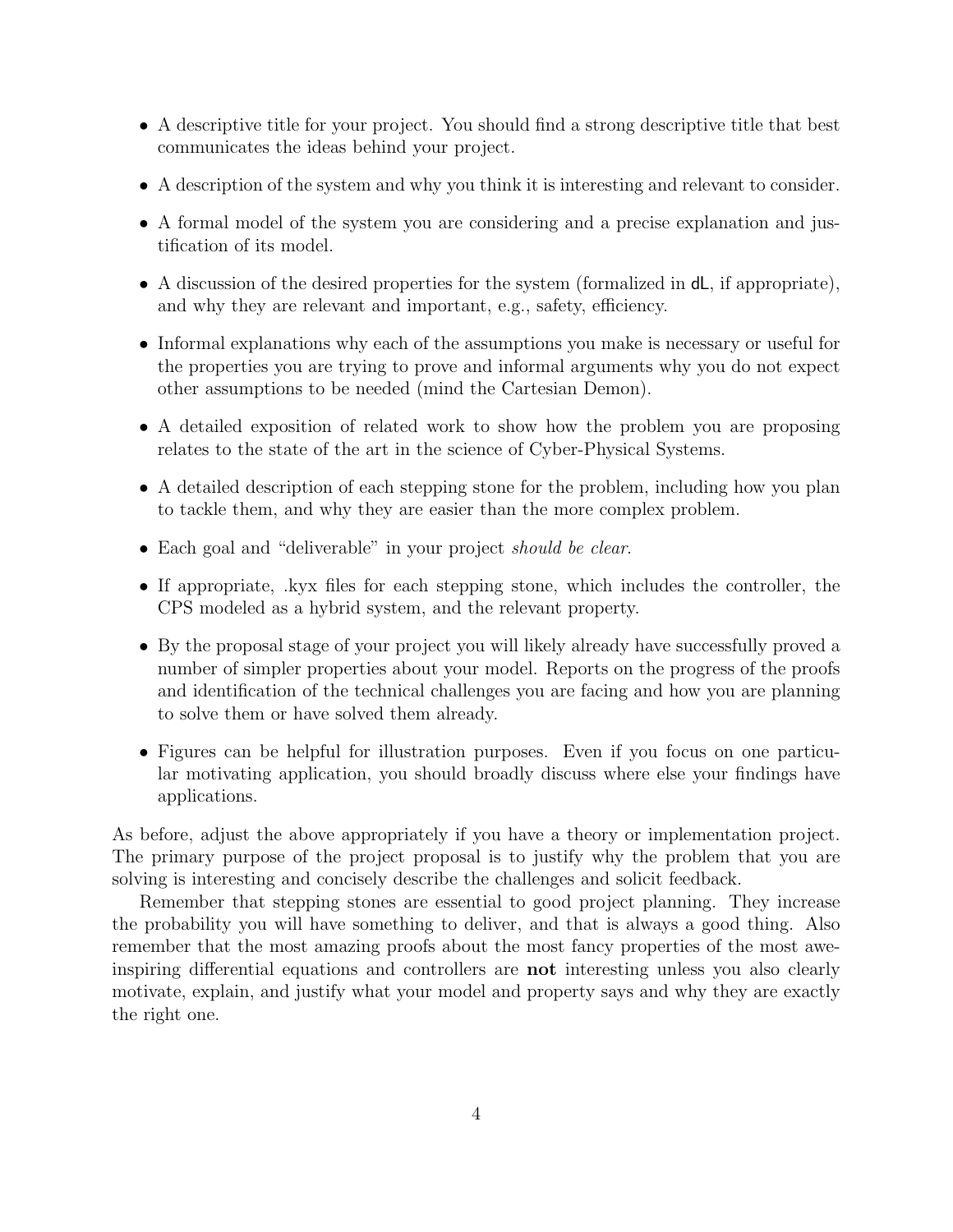- A descriptive title for your project. You should find a strong descriptive title that best communicates the ideas behind your project.
- A description of the system and why you think it is interesting and relevant to consider.
- A formal model of the system you are considering and a precise explanation and justification of its model.
- A discussion of the desired properties for the system (formalized in dL, if appropriate), and why they are relevant and important, e.g., safety, efficiency.
- Informal explanations why each of the assumptions you make is necessary or useful for the properties you are trying to prove and informal arguments why you do not expect other assumptions to be needed (mind the Cartesian Demon).
- A detailed exposition of related work to show how the problem you are proposing relates to the state of the art in the science of Cyber-Physical Systems.
- A detailed description of each stepping stone for the problem, including how you plan to tackle them, and why they are easier than the more complex problem.
- Each goal and "deliverable" in your project *should be clear*.
- If appropriate, .kyx files for each stepping stone, which includes the controller, the CPS modeled as a hybrid system, and the relevant property.
- By the proposal stage of your project you will likely already have successfully proved a number of simpler properties about your model. Reports on the progress of the proofs and identification of the technical challenges you are facing and how you are planning to solve them or have solved them already.
- Figures can be helpful for illustration purposes. Even if you focus on one particular motivating application, you should broadly discuss where else your findings have applications.

As before, adjust the above appropriately if you have a theory or implementation project. The primary purpose of the project proposal is to justify why the problem that you are solving is interesting and concisely describe the challenges and solicit feedback.

Remember that stepping stones are essential to good project planning. They increase the probability you will have something to deliver, and that is always a good thing. Also remember that the most amazing proofs about the most fancy properties of the most awe-inspiring differential equations and controllers are **not** interesting unless you also clearly motivate, explain, and justify what your model and property says and why they are exactly the right one.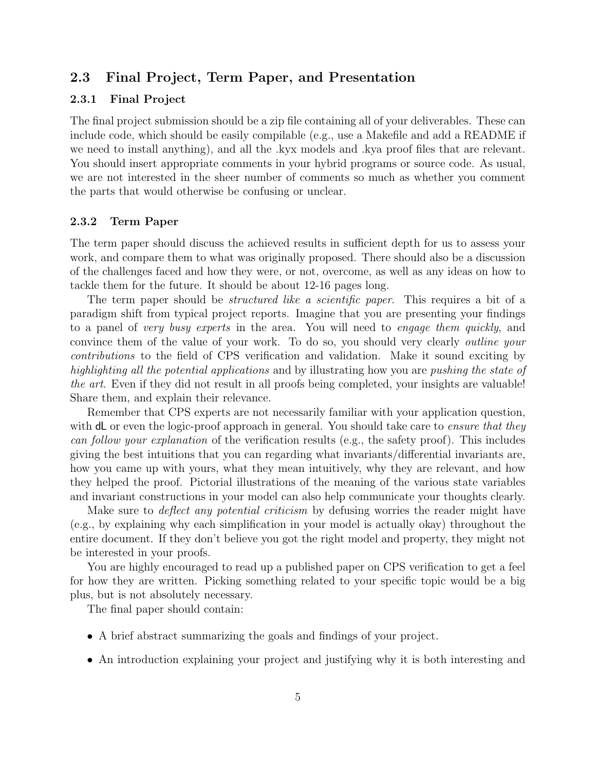## 2.3 Final Project, Term Paper, and Presentation

### 2.3.1 Final Project

The final project submission should be a zip file containing all of your deliverables. These can include code, which should be easily compilable (e.g., use a Makefile and add a README if we need to install anything), and all the .kyx models and .kya proof files that are relevant. You should insert appropriate comments in your hybrid programs or source code. As usual, we are not interested in the sheer number of comments so much as whether you comment the parts that would otherwise be confusing or unclear.

### 2.3.2 Term Paper

The term paper should discuss the achieved results in sufficient depth for us to assess your work, and compare them to what was originally proposed. There should also be a discussion of the challenges faced and how they were, or not, overcome, as well as any ideas on how to tackle them for the future. It should be about 12-16 pages long.

The term paper should be *structured like a scientific paper*. This requires a bit of a paradigm shift from typical project reports. Imagine that you are presenting your findings to a panel of *very busy experts* in the area. You will need to *engage them quickly*, and convince them of the value of your work. To do so, you should very clearly *outline your contributions* to the field of CPS verification and validation. Make it sound exciting by *highlighting all the potential applications* and by illustrating how you are *pushing the state of the art*. Even if they did not result in all proofs being completed, your insights are valuable! Share them, and explain their relevance.

Remember that CPS experts are not necessarily familiar with your application question, with dL or even the logic-proof approach in general. You should take care to *ensure that they can follow your explanation* of the verification results (e.g., the safety proof). This includes giving the best intuitions that you can regarding what invariants/differential invariants are, how you came up with yours, what they mean intuitively, why they are relevant, and how they helped the proof. Pictorial illustrations of the meaning of the various state variables and invariant constructions in your model can also help communicate your thoughts clearly.

Make sure to *deflect any potential criticism* by defusing worries the reader might have (e.g., by explaining why each simplification in your model is actually okay) throughout the entire document. If they don't believe you got the right model and property, they might not be interested in your proofs.

You are highly encouraged to read up a published paper on CPS verification to get a feel for how they are written. Picking something related to your specific topic would be a big plus, but is not absolutely necessary.

The final paper should contain:

- A brief abstract summarizing the goals and findings of your project.
- An introduction explaining your project and justifying why it is both interesting and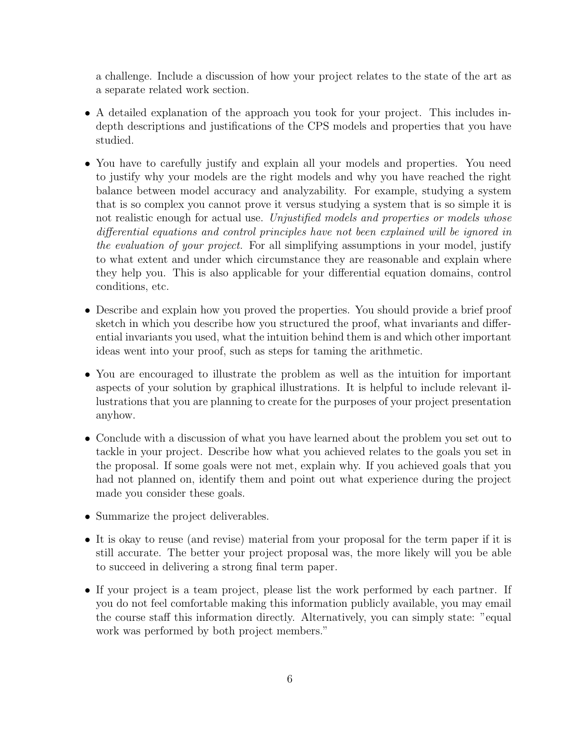a challenge. Include a discussion of how your project relates to the state of the art as a separate related work section.

- A detailed explanation of the approach you took for your project. This includes in-depth descriptions and justifications of the CPS models and properties that you have studied.
- You have to carefully justify and explain all your models and properties. You need to justify why your models are the right models and why you have reached the right balance between model accuracy and analyzability. For example, studying a system that is so complex you cannot prove it versus studying a system that is so simple it is not realistic enough for actual use. *Unjustified models and properties or models whose differential equations and control principles have not been explained will be ignored in the evaluation of your project.* For all simplifying assumptions in your model, justify to what extent and under which circumstance they are reasonable and explain where they help you. This is also applicable for your differential equation domains, control conditions, etc.
- Describe and explain how you proved the properties. You should provide a brief proof sketch in which you describe how you structured the proof, what invariants and differential invariants you used, what the intuition behind them is and which other important ideas went into your proof, such as steps for taming the arithmetic.
- You are encouraged to illustrate the problem as well as the intuition for important aspects of your solution by graphical illustrations. It is helpful to include relevant illustrations that you are planning to create for the purposes of your project presentation anyhow.
- Conclude with a discussion of what you have learned about the problem you set out to tackle in your project. Describe how what you achieved relates to the goals you set in the proposal. If some goals were not met, explain why. If you achieved goals that you had not planned on, identify them and point out what experience during the project made you consider these goals.
- Summarize the project deliverables.
- It is okay to reuse (and revise) material from your proposal for the term paper if it is still accurate. The better your project proposal was, the more likely will you be able to succeed in delivering a strong final term paper.
- If your project is a team project, please list the work performed by each partner. If you do not feel comfortable making this information publicly available, you may email the course staff this information directly. Alternatively, you can simply state: "equal work was performed by both project members."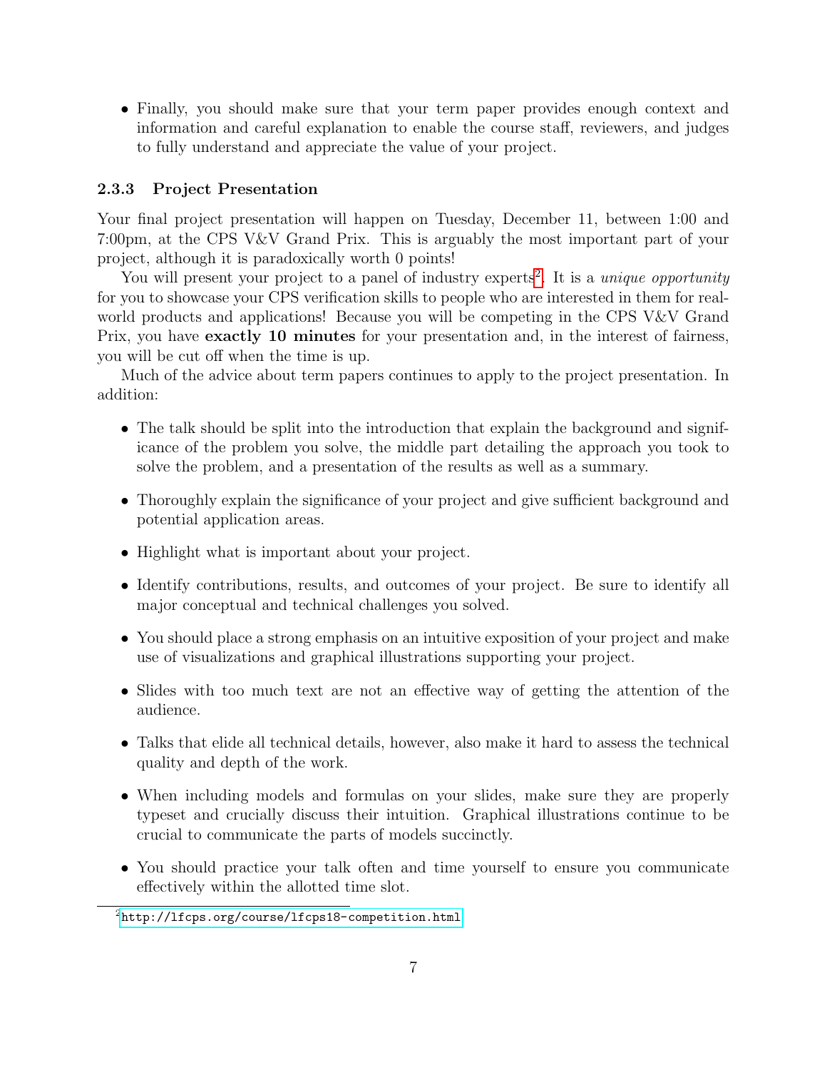- Finally, you should make sure that your term paper provides enough context and information and careful explanation to enable the course staff, reviewers, and judges to fully understand and appreciate the value of your project.

### 2.3.3 Project Presentation

Your final project presentation will happen on Tuesday, December 11, between 1:00 and 7:00pm, at the CPS V&V Grand Prix. This is arguably the most important part of your project, although it is paradoxically worth 0 points!

You will present your project to a panel of industry experts[2]. It is a *unique opportunity* for you to showcase your CPS verification skills to people who are interested in them for real-world products and applications! Because you will be competing in the CPS V&V Grand Prix, you have **exactly 10 minutes** for your presentation and, in the interest of fairness, you will be cut off when the time is up.

Much of the advice about term papers continues to apply to the project presentation. In addition:

- The talk should be split into the introduction that explain the background and significance of the problem you solve, the middle part detailing the approach you took to solve the problem, and a presentation of the results as well as a summary.
- Thoroughly explain the significance of your project and give sufficient background and potential application areas.
- Highlight what is important about your project.
- Identify contributions, results, and outcomes of your project. Be sure to identify all major conceptual and technical challenges you solved.
- You should place a strong emphasis on an intuitive exposition of your project and make use of visualizations and graphical illustrations supporting your project.
- Slides with too much text are not an effective way of getting the attention of the audience.
- Talks that elide all technical details, however, also make it hard to assess the technical quality and depth of the work.
- When including models and formulas on your slides, make sure they are properly typeset and crucially discuss their intuition. Graphical illustrations continue to be crucial to communicate the parts of models succinctly.
- You should practice your talk often and time yourself to ensure you communicate effectively within the allotted time slot.

[2] http://lfcps.org/course/lfcps18-competition.html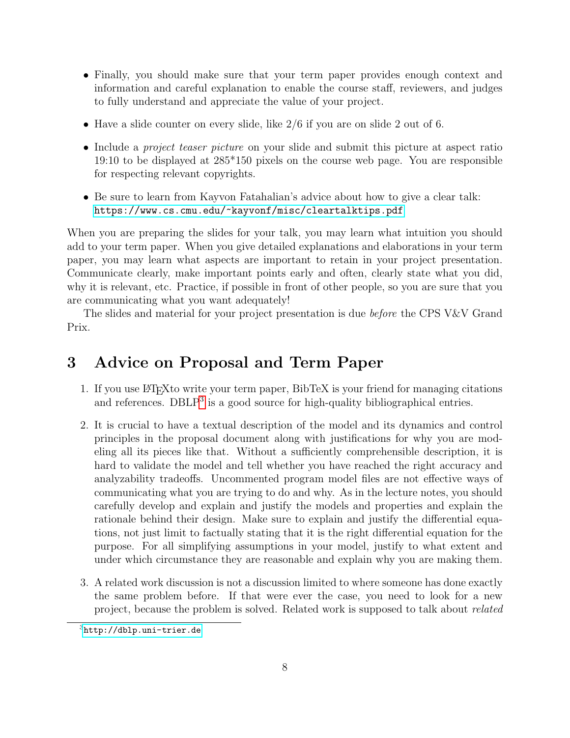- Finally, you should make sure that your term paper provides enough context and information and careful explanation to enable the course staff, reviewers, and judges to fully understand and appreciate the value of your project.
- Have a slide counter on every slide, like 2/6 if you are on slide 2 out of 6.
- Include a *project teaser picture* on your slide and submit this picture at aspect ratio 19:10 to be displayed at 285*150 pixels on the course web page. You are responsible for respecting relevant copyrights.
- Be sure to learn from Kayvon Fatahalian's advice about how to give a clear talk: `https://www.cs.cmu.edu/~kayvonf/misc/cleartalktips.pdf`

When you are preparing the slides for your talk, you may learn what intuition you should add to your term paper. When you give detailed explanations and elaborations in your term paper, you may learn what aspects are important to retain in your project presentation. Communicate clearly, make important points early and often, clearly state what you did, why it is relevant, etc. Practice, if possible in front of other people, so you are sure that you are communicating what you want adequately!

The slides and material for your project presentation is due *before* the CPS V&V Grand Prix.

# 3 Advice on Proposal and Term Paper

1. If you use LaTeXto write your term paper, BibTeX is your friend for managing citations and references. DBLP[3] is a good source for high-quality bibliographical entries.
2. It is crucial to have a textual description of the model and its dynamics and control principles in the proposal document along with justifications for why you are modeling all its pieces like that. Without a sufficiently comprehensible description, it is hard to validate the model and tell whether you have reached the right accuracy and analyzability tradeoffs. Uncommented program model files are not effective ways of communicating what you are trying to do and why. As in the lecture notes, you should carefully develop and explain and justify the models and properties and explain the rationale behind their design. Make sure to explain and justify the differential equations, not just limit to factually stating that it is the right differential equation for the purpose. For all simplifying assumptions in your model, justify to what extent and under which circumstance they are reasonable and explain why you are making them.
3. A related work discussion is not a discussion limited to where someone has done exactly the same problem before. If that were ever the case, you need to look for a new project, because the problem is solved. Related work is supposed to talk about *related*

[3] `http://dblp.uni-trier.de`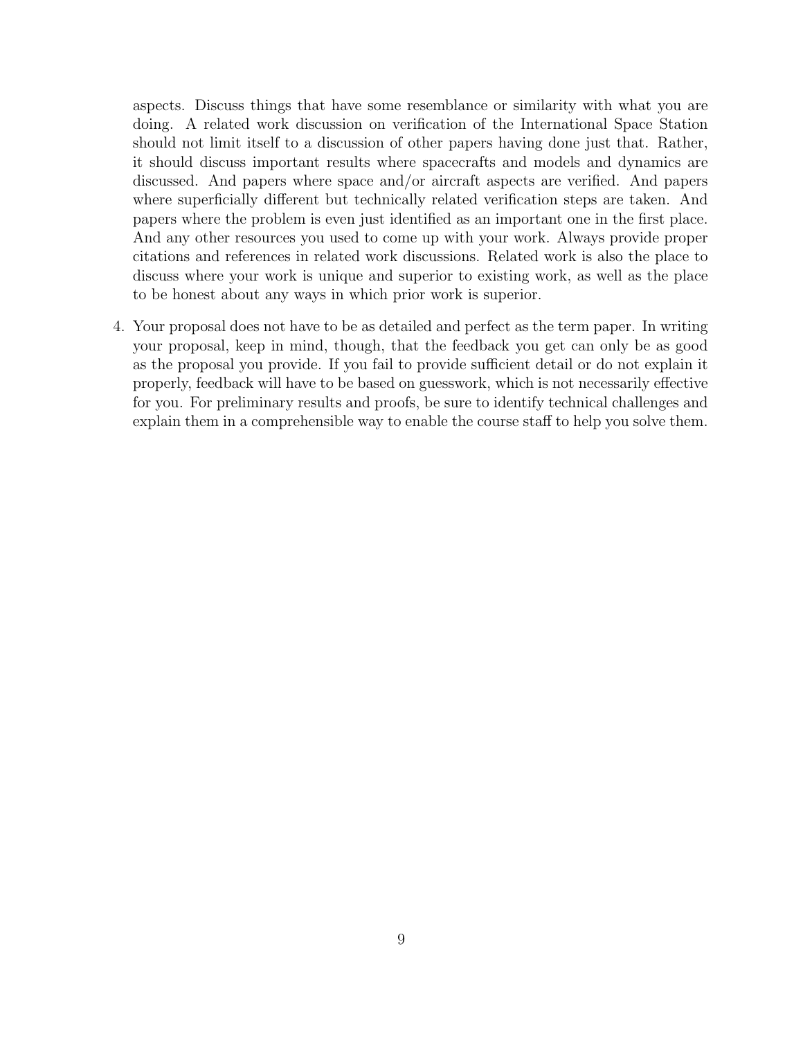aspects. Discuss things that have some resemblance or similarity with what you are doing. A related work discussion on verification of the International Space Station should not limit itself to a discussion of other papers having done just that. Rather, it should discuss important results where spacecrafts and models and dynamics are discussed. And papers where space and/or aircraft aspects are verified. And papers where superficially different but technically related verification steps are taken. And papers where the problem is even just identified as an important one in the first place. And any other resources you used to come up with your work. Always provide proper citations and references in related work discussions. Related work is also the place to discuss where your work is unique and superior to existing work, as well as the place to be honest about any ways in which prior work is superior.

4. Your proposal does not have to be as detailed and perfect as the term paper. In writing your proposal, keep in mind, though, that the feedback you get can only be as good as the proposal you provide. If you fail to provide sufficient detail or do not explain it properly, feedback will have to be based on guesswork, which is not necessarily effective for you. For preliminary results and proofs, be sure to identify technical challenges and explain them in a comprehensible way to enable the course staff to help you solve them.